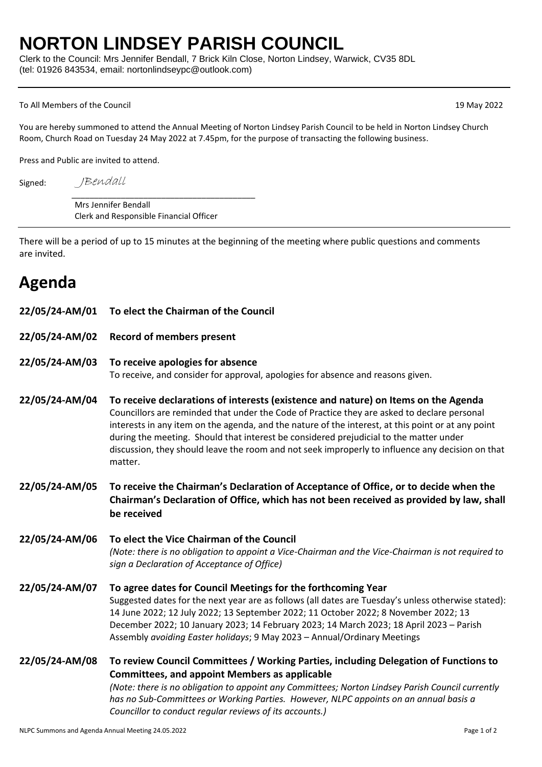# NORTON LINDSEY PARISH COUNCIL

Clerk to the Council: Mrs Jennifer Bendall, 7 Brick Kiln Close, Norton Lindsey, Warwick, CV35 8DL
(tel: 01926 843534, email: nortonlindseypc@outlook.com)

---

To All Members of the Council

19 May 2022

You are hereby summoned to attend the Annual Meeting of Norton Lindsey Parish Council to be held in Norton Lindsey Church Room, Church Road on Tuesday 24 May 2022 at 7.45pm, for the purpose of transacting the following business.

Press and Public are invited to attend.

Signed: *JBendall*

Mrs Jennifer Bendall
Clerk and Responsible Financial Officer

---

There will be a period of up to 15 minutes at the beginning of the meeting where public questions and comments are invited.

## Agenda

**22/05/24-AM/01 To elect the Chairman of the Council**

**22/05/24-AM/02 Record of members present**

**22/05/24-AM/03 To receive apologies for absence**
To receive, and consider for approval, apologies for absence and reasons given.

**22/05/24-AM/04 To receive declarations of interests (existence and nature) on Items on the Agenda**
Councillors are reminded that under the Code of Practice they are asked to declare personal interests in any item on the agenda, and the nature of the interest, at this point or at any point during the meeting. Should that interest be considered prejudicial to the matter under discussion, they should leave the room and not seek improperly to influence any decision on that matter.

**22/05/24-AM/05 To receive the Chairman's Declaration of Acceptance of Office, or to decide when the Chairman's Declaration of Office, which has not been received as provided by law, shall be received**

**22/05/24-AM/06 To elect the Vice Chairman of the Council**
*(Note: there is no obligation to appoint a Vice-Chairman and the Vice-Chairman is not required to sign a Declaration of Acceptance of Office)*

**22/05/24-AM/07 To agree dates for Council Meetings for the forthcoming Year**
Suggested dates for the next year are as follows (all dates are Tuesday's unless otherwise stated): 14 June 2022; 12 July 2022; 13 September 2022; 11 October 2022; 8 November 2022; 13 December 2022; 10 January 2023; 14 February 2023; 14 March 2023; 18 April 2023 – Parish Assembly *avoiding Easter holidays*; 9 May 2023 – Annual/Ordinary Meetings

**22/05/24-AM/08 To review Council Committees / Working Parties, including Delegation of Functions to Committees, and appoint Members as applicable**
*(Note: there is no obligation to appoint any Committees; Norton Lindsey Parish Council currently has no Sub-Committees or Working Parties. However, NLPC appoints on an annual basis a Councillor to conduct regular reviews of its accounts.)*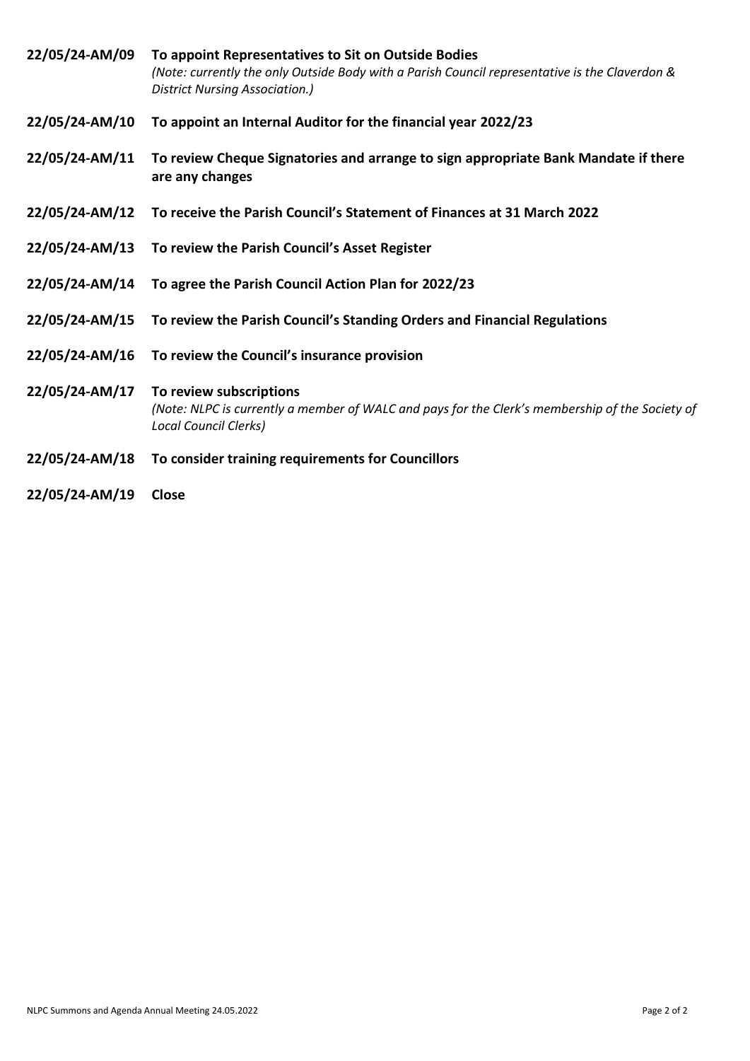**22/05/24-AM/09** **To appoint Representatives to Sit on Outside Bodies**
*(Note: currently the only Outside Body with a Parish Council representative is the Claverdon & District Nursing Association.)*

**22/05/24-AM/10** **To appoint an Internal Auditor for the financial year 2022/23**

**22/05/24-AM/11** **To review Cheque Signatories and arrange to sign appropriate Bank Mandate if there are any changes**

**22/05/24-AM/12** **To receive the Parish Council's Statement of Finances at 31 March 2022**

**22/05/24-AM/13** **To review the Parish Council's Asset Register**

**22/05/24-AM/14** **To agree the Parish Council Action Plan for 2022/23**

**22/05/24-AM/15** **To review the Parish Council's Standing Orders and Financial Regulations**

**22/05/24-AM/16** **To review the Council's insurance provision**

**22/05/24-AM/17** **To review subscriptions**
*(Note: NLPC is currently a member of WALC and pays for the Clerk's membership of the Society of Local Council Clerks)*

**22/05/24-AM/18** **To consider training requirements for Councillors**

**22/05/24-AM/19** **Close**